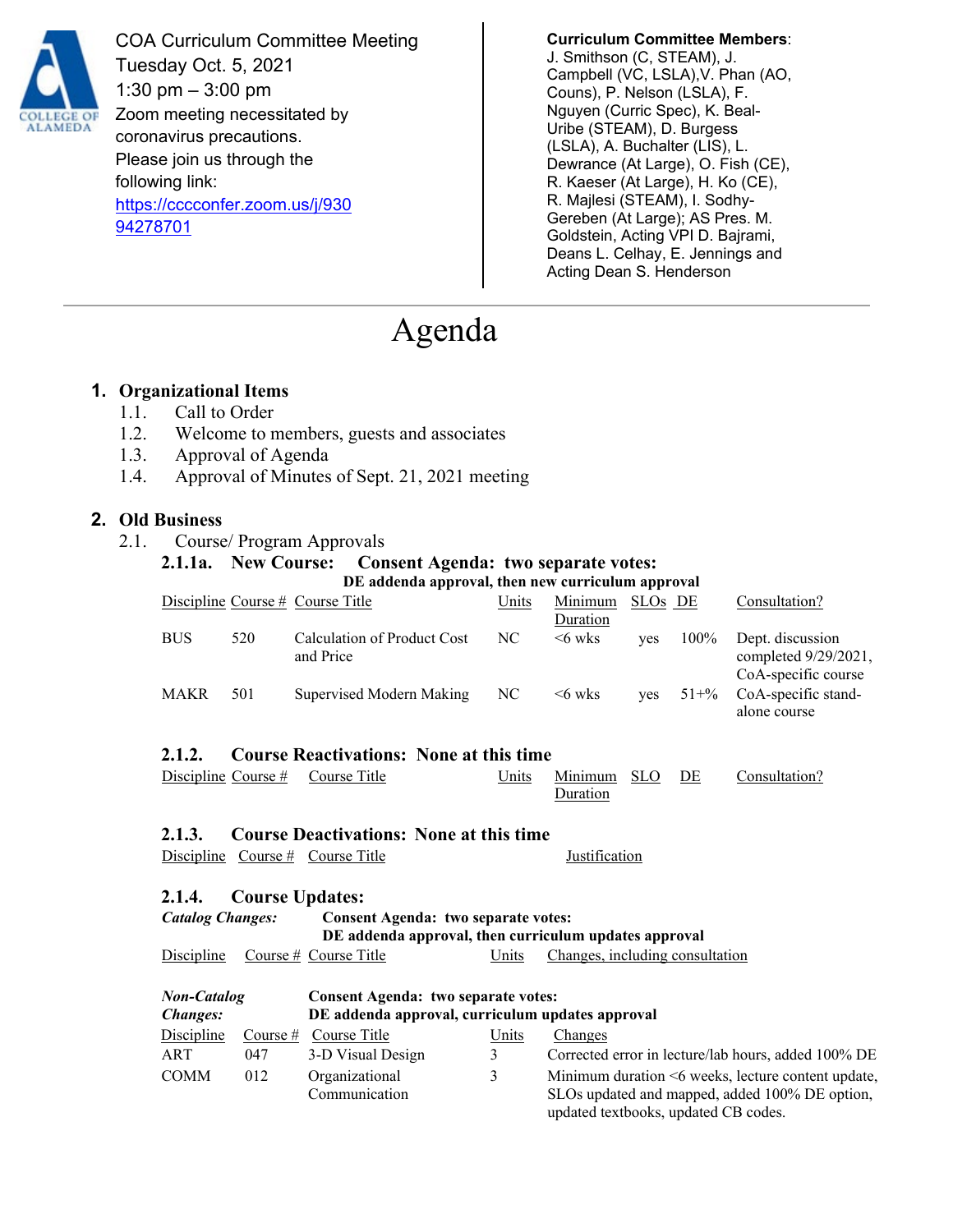COA Curriculum Committee Meeting
Tuesday Oct. 5, 2021
1:30 pm – 3:00 pm
Zoom meeting necessitated by coronavirus precautions.
Please join us through the following link:
https://cccconfer.zoom.us/j/93094278701

**Curriculum Committee Members**: J. Smithson (C, STEAM), J. Campbell (VC, LSLA),V. Phan (AO, Couns), P. Nelson (LSLA), F. Nguyen (Curric Spec), K. Beal-Uribe (STEAM), D. Burgess (LSLA), A. Buchalter (LIS), L. Dewrance (At Large), O. Fish (CE), R. Kaeser (At Large), H. Ko (CE), R. Majlesi (STEAM), I. Sodhy-Gereben (At Large); AS Pres. M. Goldstein, Acting VPI D. Bajrami, Deans L. Celhay, E. Jennings and Acting Dean S. Henderson

# Agenda

## 1. Organizational Items

1.1. Call to Order
1.2. Welcome to members, guests and associates
1.3. Approval of Agenda
1.4. Approval of Minutes of Sept. 21, 2021 meeting

## 2. Old Business

2.1. Course/ Program Approvals

### 2.1.1a. New Course: Consent Agenda: two separate votes:

**DE addenda approval, then new curriculum approval**

| Discipline | Course # | Course Title | Units | Minimum Duration | SLOs | DE | Consultation? |
|---|---|---|---|---|---|---|---|
| BUS | 520 | Calculation of Product Cost and Price | NC | <6 wks | yes | 100% | Dept. discussion completed 9/29/2021, CoA-specific course |
| MAKR | 501 | Supervised Modern Making | NC | <6 wks | yes | 51+% | CoA-specific stand-alone course |

### 2.1.2. Course Reactivations: None at this time

| Discipline | Course # | Course Title | Units | Minimum Duration | SLO | DE | Consultation? |
|---|---|---|---|---|---|---|---|

### 2.1.3. Course Deactivations: None at this time

| Discipline | Course # | Course Title | Justification |
|---|---|---|---|

### 2.1.4. Course Updates:

***Catalog Changes:*** **Consent Agenda: two separate votes:**
**DE addenda approval, then curriculum updates approval**

| Discipline | Course # | Course Title | Units | Changes, including consultation |
|---|---|---|---|---|

***Non-Catalog Changes:*** **Consent Agenda: two separate votes:**
**DE addenda approval, curriculum updates approval**

| Discipline | Course # | Course Title | Units | Changes |
|---|---|---|---|---|
| ART | 047 | 3-D Visual Design | 3 | Corrected error in lecture/lab hours, added 100% DE |
| COMM | 012 | Organizational Communication | 3 | Minimum duration <6 weeks, lecture content update, SLOs updated and mapped, added 100% DE option, updated textbooks, updated CB codes. |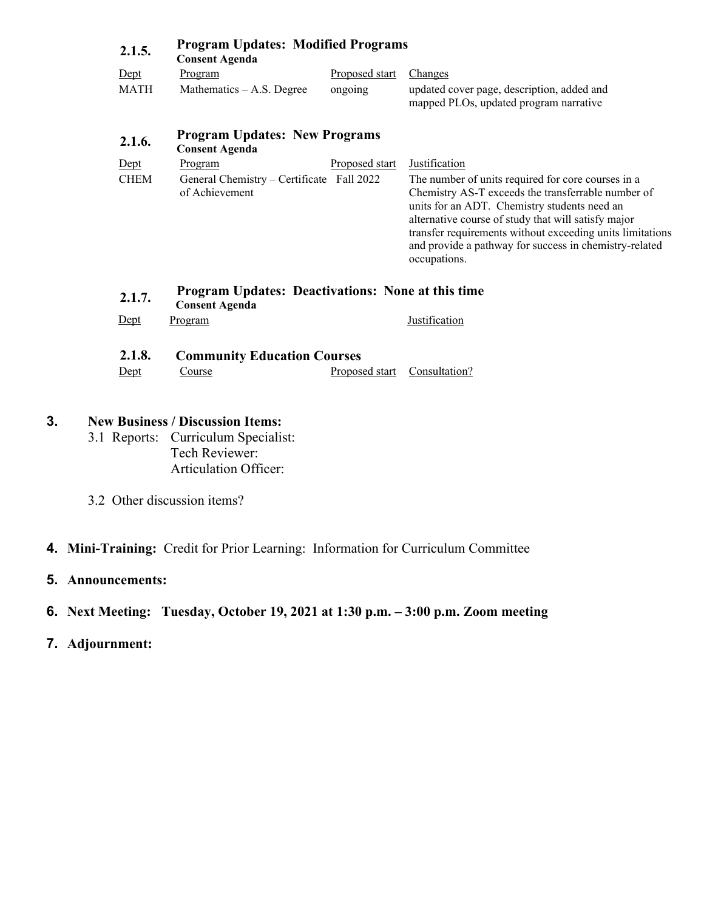### 2.1.5. Program Updates: Modified Programs

**Consent Agenda**

| Dept | Program | Proposed start | Changes |
|---|---|---|---|
| MATH | Mathematics – A.S. Degree | ongoing | updated cover page, description, added and mapped PLOs, updated program narrative |

### 2.1.6. Program Updates: New Programs

**Consent Agenda**

| Dept | Program | Proposed start | Justification |
|---|---|---|---|
| CHEM | General Chemistry – Certificate of Achievement | Fall 2022 | The number of units required for core courses in a Chemistry AS-T exceeds the transferrable number of units for an ADT. Chemistry students need an alternative course of study that will satisfy major transfer requirements without exceeding units limitations and provide a pathway for success in chemistry-related occupations. |

### 2.1.7. Program Updates: Deactivations: None at this time

**Consent Agenda**

| Dept | Program | Justification |
|---|---|---|

### 2.1.8. Community Education Courses

| Dept | Course | Proposed start | Consultation? |
|---|---|---|---|

## 3. New Business / Discussion Items:

3.1 Reports: Curriculum Specialist:
Tech Reviewer:
Articulation Officer:

3.2 Other discussion items?

## 4. Mini-Training: Credit for Prior Learning: Information for Curriculum Committee

## 5. Announcements:

## 6. Next Meeting: Tuesday, October 19, 2021 at 1:30 p.m. – 3:00 p.m. Zoom meeting

## 7. Adjournment: